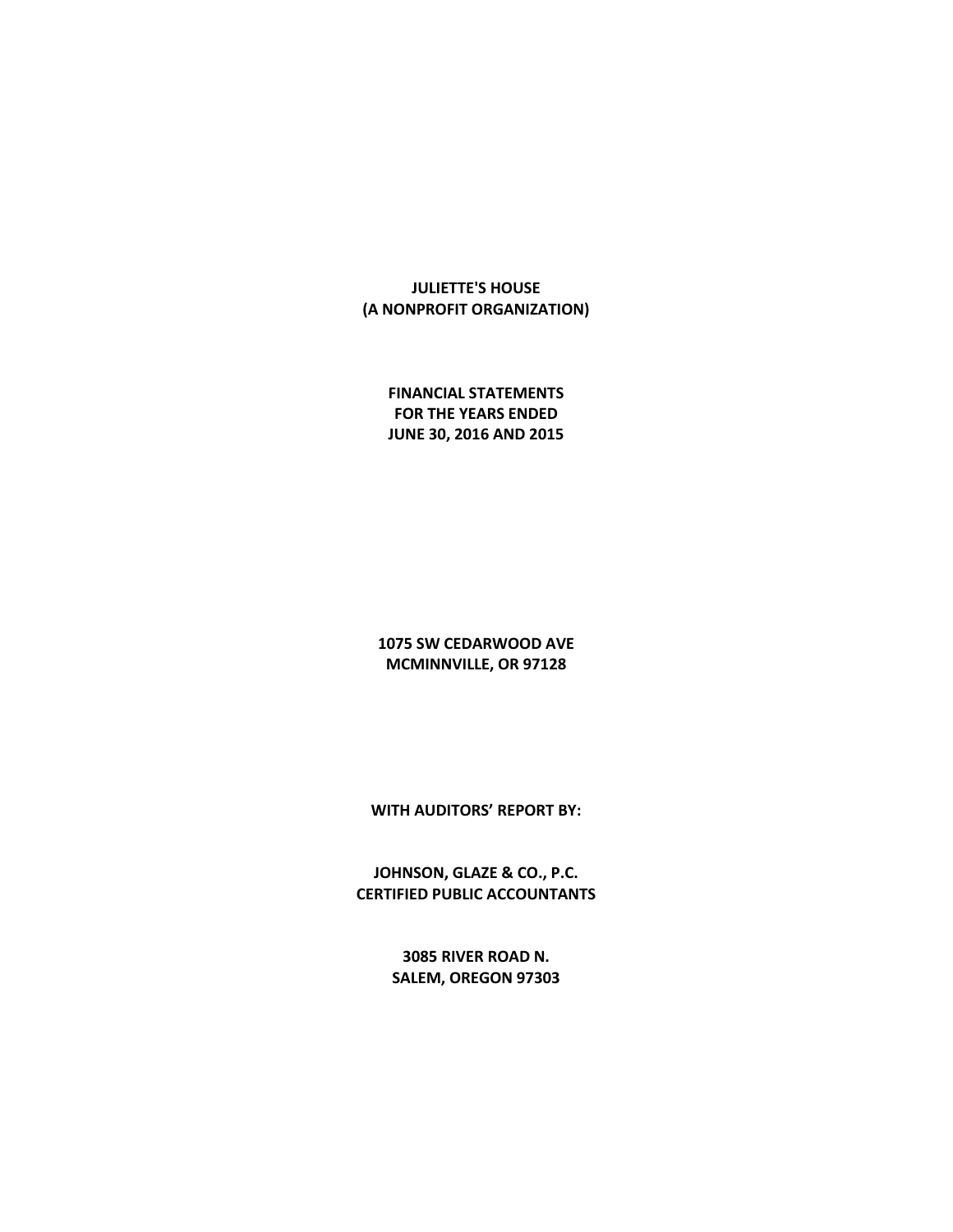# JULIETTE'S HOUSE
# (A NONPROFIT ORGANIZATION)

**FINANCIAL STATEMENTS**
**FOR THE YEARS ENDED**
**JUNE 30, 2016 AND 2015**

**1075 SW CEDARWOOD AVE**
**MCMINNVILLE, OR 97128**

**WITH AUDITORS' REPORT BY:**

**JOHNSON, GLAZE & CO., P.C.**
**CERTIFIED PUBLIC ACCOUNTANTS**

**3085 RIVER ROAD N.**
**SALEM, OREGON 97303**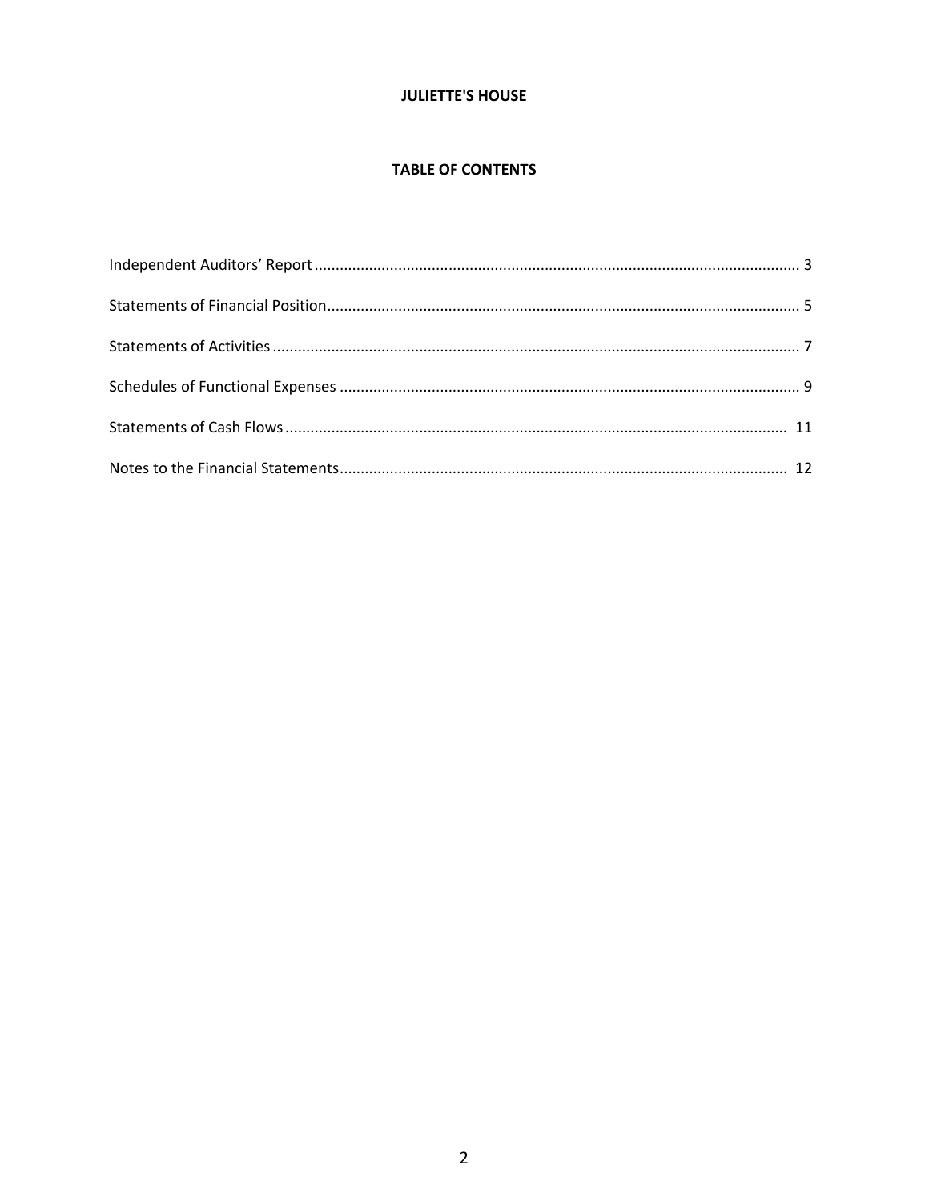**JULIETTE'S HOUSE**

**TABLE OF CONTENTS**

| | |
|---|---|
| Independent Auditors' Report | 3 |
| Statements of Financial Position | 5 |
| Statements of Activities | 7 |
| Schedules of Functional Expenses | 9 |
| Statements of Cash Flows | 11 |
| Notes to the Financial Statements | 12 |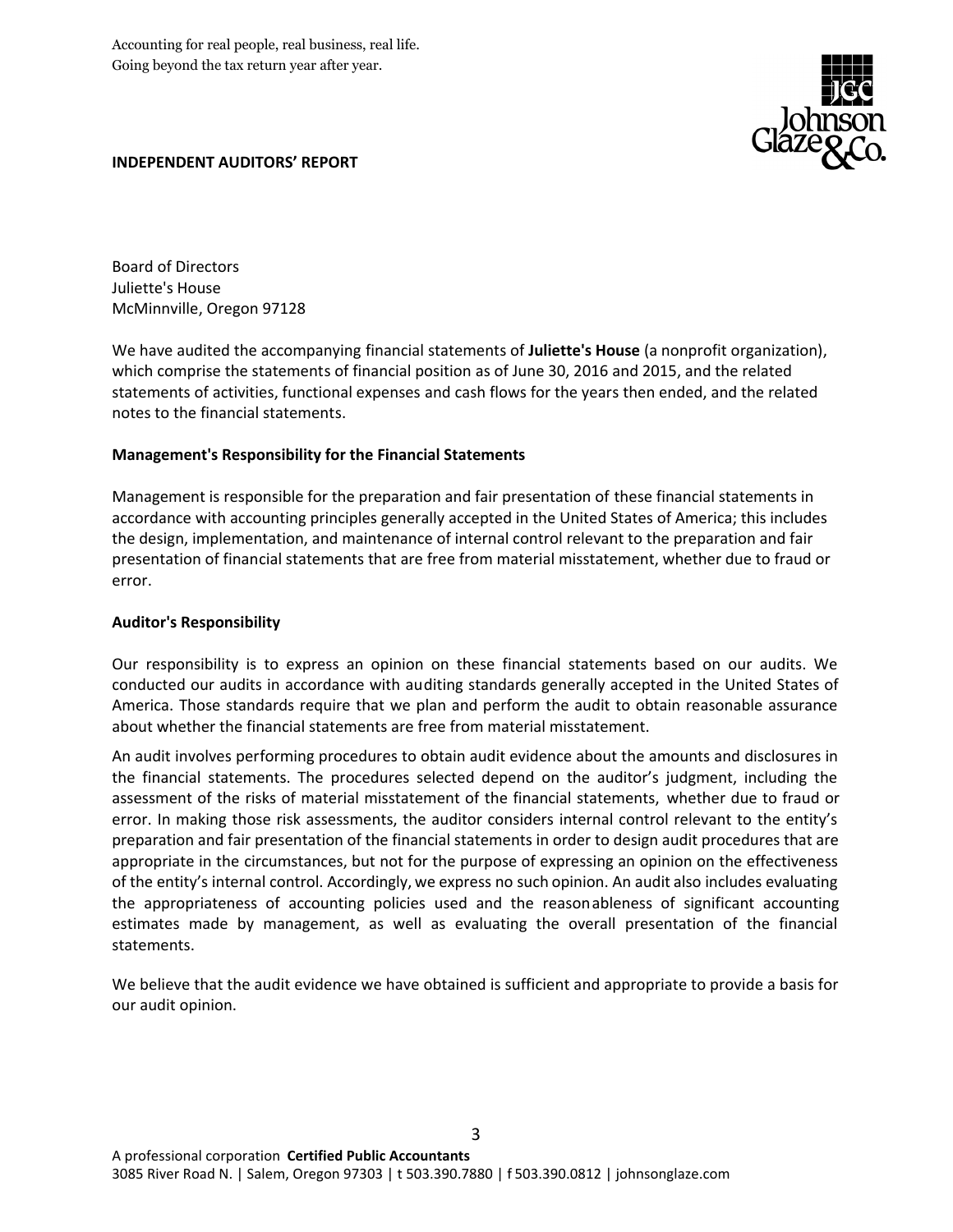Accounting for real people, real business, real life.
Going beyond the tax return year after year.

**INDEPENDENT AUDITORS' REPORT**

Board of Directors
Juliette's House
McMinnville, Oregon 97128

We have audited the accompanying financial statements of **Juliette's House** (a nonprofit organization), which comprise the statements of financial position as of June 30, 2016 and 2015, and the related statements of activities, functional expenses and cash flows for the years then ended, and the related notes to the financial statements.

**Management's Responsibility for the Financial Statements**

Management is responsible for the preparation and fair presentation of these financial statements in accordance with accounting principles generally accepted in the United States of America; this includes the design, implementation, and maintenance of internal control relevant to the preparation and fair presentation of financial statements that are free from material misstatement, whether due to fraud or error.

**Auditor's Responsibility**

Our responsibility is to express an opinion on these financial statements based on our audits. We conducted our audits in accordance with auditing standards generally accepted in the United States of America. Those standards require that we plan and perform the audit to obtain reasonable assurance about whether the financial statements are free from material misstatement.

An audit involves performing procedures to obtain audit evidence about the amounts and disclosures in the financial statements. The procedures selected depend on the auditor's judgment, including the assessment of the risks of material misstatement of the financial statements, whether due to fraud or error. In making those risk assessments, the auditor considers internal control relevant to the entity's preparation and fair presentation of the financial statements in order to design audit procedures that are appropriate in the circumstances, but not for the purpose of expressing an opinion on the effectiveness of the entity's internal control. Accordingly, we express no such opinion. An audit also includes evaluating the appropriateness of accounting policies used and the reasonableness of significant accounting estimates made by management, as well as evaluating the overall presentation of the financial statements.

We believe that the audit evidence we have obtained is sufficient and appropriate to provide a basis for our audit opinion.

A professional corporation **Certified Public Accountants**
3085 River Road N. | Salem, Oregon 97303 | t 503.390.7880 | f 503.390.0812 | johnsonglaze.com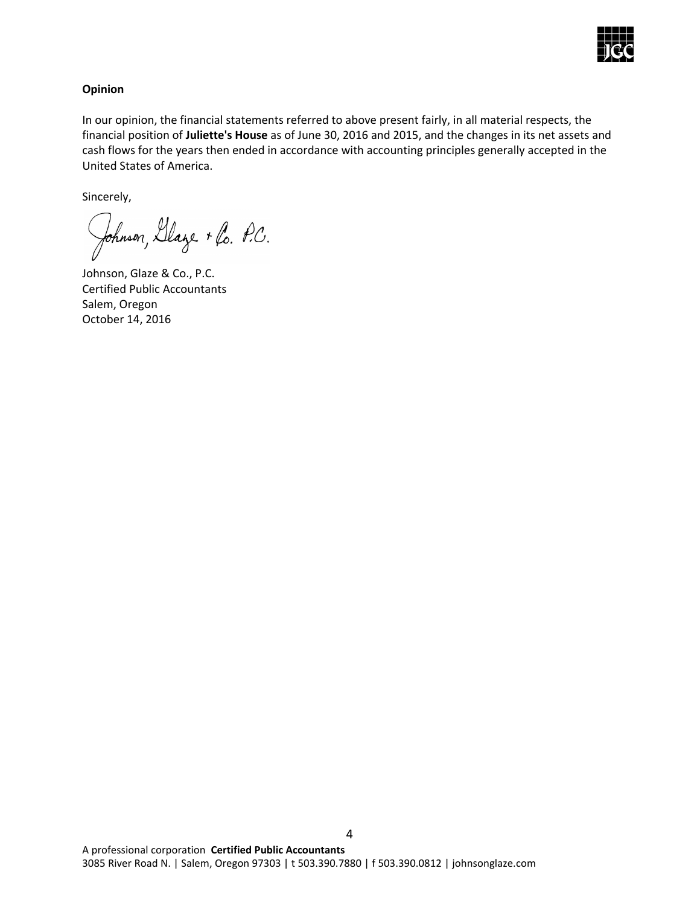**Opinion**

In our opinion, the financial statements referred to above present fairly, in all material respects, the financial position of **Juliette's House** as of June 30, 2016 and 2015, and the changes in its net assets and cash flows for the years then ended in accordance with accounting principles generally accepted in the United States of America.

Sincerely,

Johnson, Glaze & Co. P.C.

Johnson, Glaze & Co., P.C.
Certified Public Accountants
Salem, Oregon
October 14, 2016

A professional corporation **Certified Public Accountants**
3085 River Road N. | Salem, Oregon 97303 | t 503.390.7880 | f 503.390.0812 | johnsonglaze.com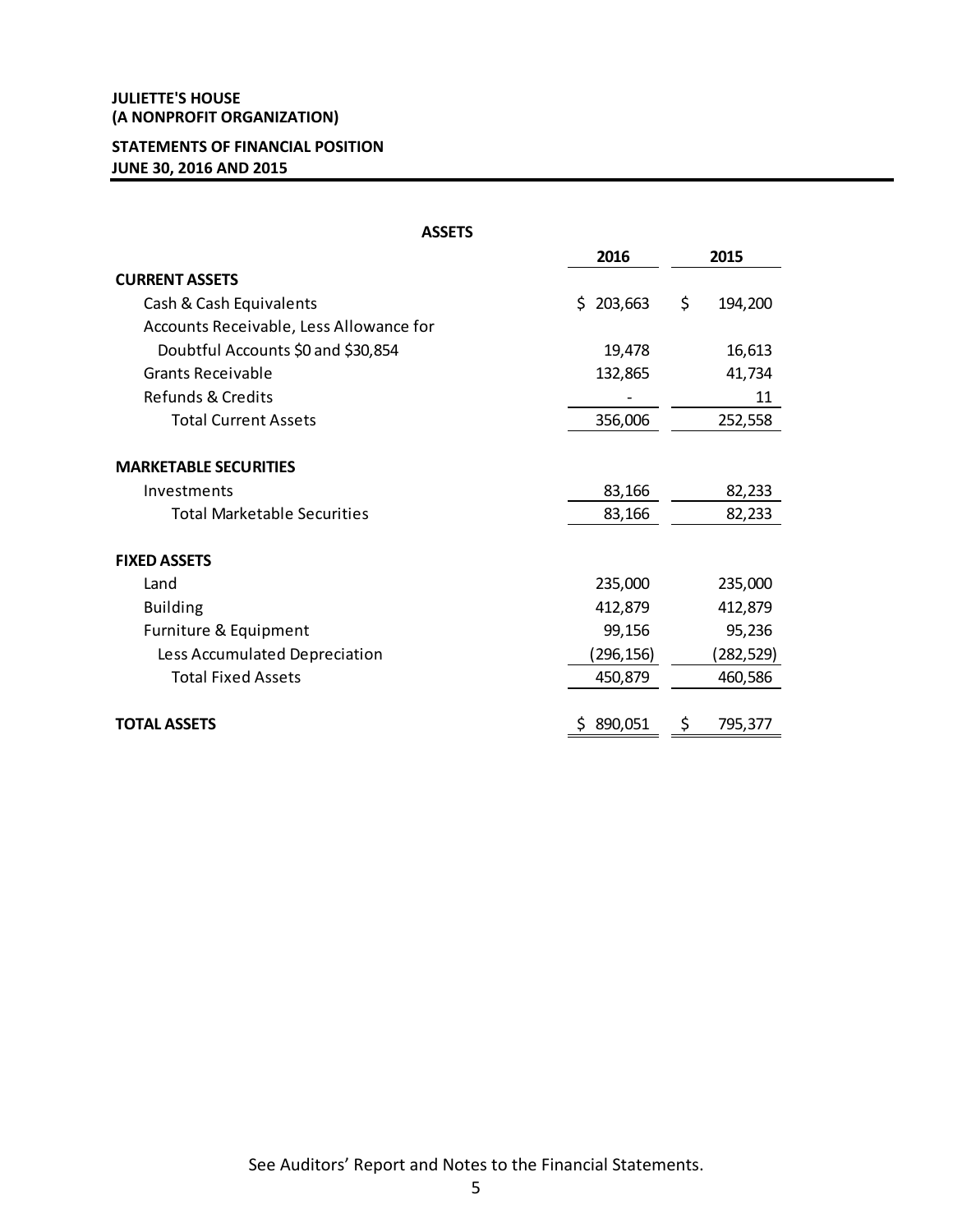**JULIETTE'S HOUSE**
**(A NONPROFIT ORGANIZATION)**

**STATEMENTS OF FINANCIAL POSITION**
**JUNE 30, 2016 AND 2015**

**ASSETS**

| | 2016 | 2015 |
|---|---|---|
| **CURRENT ASSETS** | | |
| Cash & Cash Equivalents | $ 203,663 | $ 194,200 |
| Accounts Receivable, Less Allowance for Doubtful Accounts $0 and $30,854 | 19,478 | 16,613 |
| Grants Receivable | 132,865 | 41,734 |
| Refunds & Credits | - | 11 |
| Total Current Assets | 356,006 | 252,558 |
| **MARKETABLE SECURITIES** | | |
| Investments | 83,166 | 82,233 |
| Total Marketable Securities | 83,166 | 82,233 |
| **FIXED ASSETS** | | |
| Land | 235,000 | 235,000 |
| Building | 412,879 | 412,879 |
| Furniture & Equipment | 99,156 | 95,236 |
| Less Accumulated Depreciation | (296,156) | (282,529) |
| Total Fixed Assets | 450,879 | 460,586 |
| **TOTAL ASSETS** | $ 890,051 | $ 795,377 |

See Auditors' Report and Notes to the Financial Statements.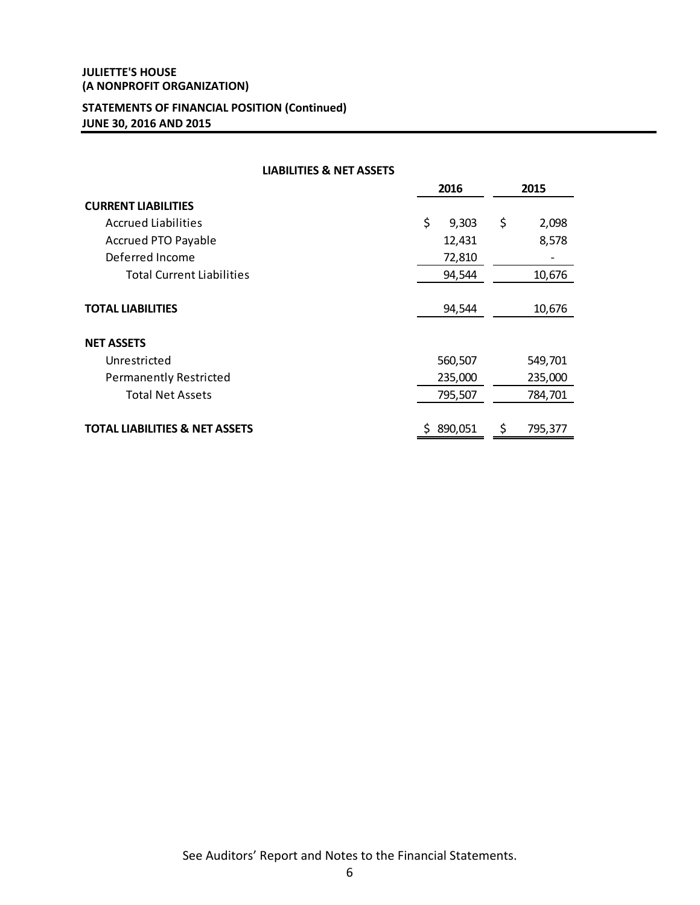**JULIETTE'S HOUSE**
**(A NONPROFIT ORGANIZATION)**

**STATEMENTS OF FINANCIAL POSITION (Continued)**
**JUNE 30, 2016 AND 2015**

**LIABILITIES & NET ASSETS**

| | 2016 | 2015 |
|---|---|---|
| **CURRENT LIABILITIES** | | |
| Accrued Liabilities | $ 9,303 | $ 2,098 |
| Accrued PTO Payable | 12,431 | 8,578 |
| Deferred Income | 72,810 | - |
| Total Current Liabilities | 94,544 | 10,676 |
| **TOTAL LIABILITIES** | 94,544 | 10,676 |
| **NET ASSETS** | | |
| Unrestricted | 560,507 | 549,701 |
| Permanently Restricted | 235,000 | 235,000 |
| Total Net Assets | 795,507 | 784,701 |
| **TOTAL LIABILITIES & NET ASSETS** | $ 890,051 | $ 795,377 |

See Auditors' Report and Notes to the Financial Statements.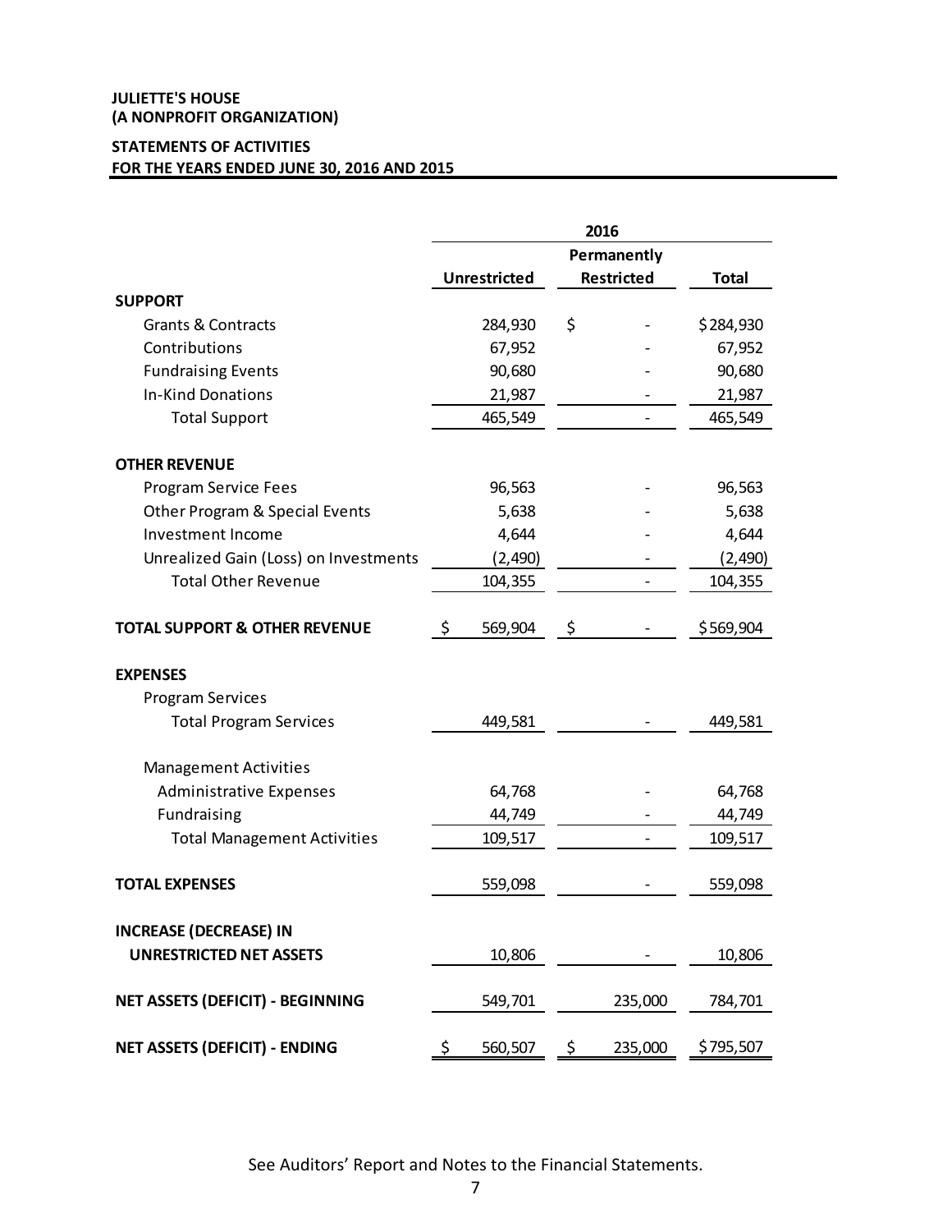**JULIETTE'S HOUSE**
**(A NONPROFIT ORGANIZATION)**

**STATEMENTS OF ACTIVITIES**
**FOR THE YEARS ENDED JUNE 30, 2016 AND 2015**

| | 2016 | | |
|---|---|---|---|
| | Unrestricted | Permanently Restricted | Total |
| **SUPPORT** | | | |
| Grants & Contracts | 284,930 | $ - | $ 284,930 |
| Contributions | 67,952 | - | 67,952 |
| Fundraising Events | 90,680 | - | 90,680 |
| In-Kind Donations | 21,987 | - | 21,987 |
| Total Support | 465,549 | - | 465,549 |
| **OTHER REVENUE** | | | |
| Program Service Fees | 96,563 | - | 96,563 |
| Other Program & Special Events | 5,638 | - | 5,638 |
| Investment Income | 4,644 | - | 4,644 |
| Unrealized Gain (Loss) on Investments | (2,490) | - | (2,490) |
| Total Other Revenue | 104,355 | - | 104,355 |
| **TOTAL SUPPORT & OTHER REVENUE** | $ 569,904 | $ - | $ 569,904 |
| **EXPENSES** | | | |
| Program Services | | | |
| Total Program Services | 449,581 | - | 449,581 |
| Management Activities | | | |
| Administrative Expenses | 64,768 | - | 64,768 |
| Fundraising | 44,749 | - | 44,749 |
| Total Management Activities | 109,517 | - | 109,517 |
| **TOTAL EXPENSES** | 559,098 | - | 559,098 |
| **INCREASE (DECREASE) IN UNRESTRICTED NET ASSETS** | 10,806 | - | 10,806 |
| **NET ASSETS (DEFICIT) - BEGINNING** | 549,701 | 235,000 | 784,701 |
| **NET ASSETS (DEFICIT) - ENDING** | $ 560,507 | $ 235,000 | $ 795,507 |

See Auditors' Report and Notes to the Financial Statements.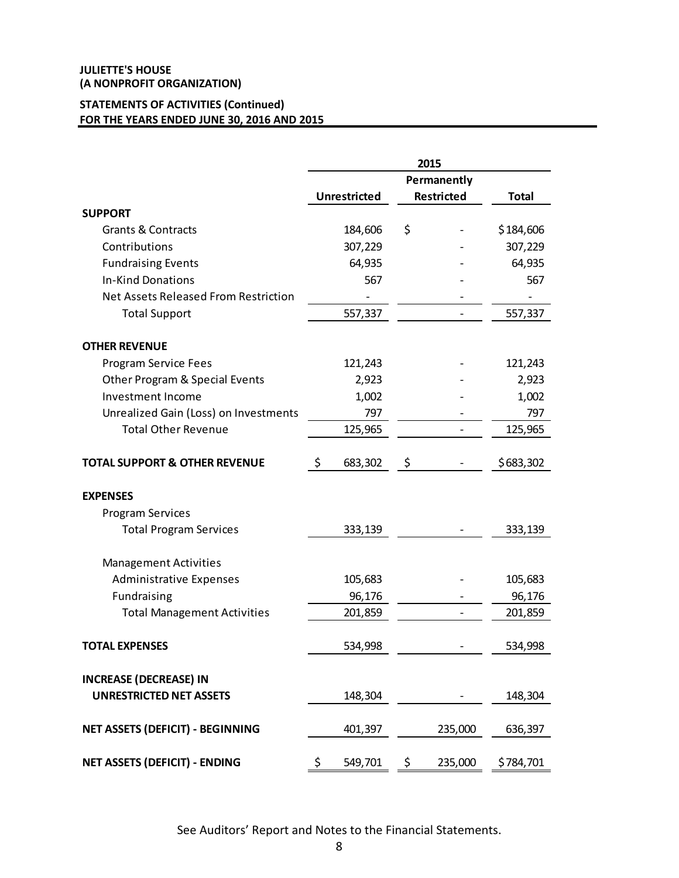**JULIETTE'S HOUSE**
**(A NONPROFIT ORGANIZATION)**

**STATEMENTS OF ACTIVITIES (Continued)**
**FOR THE YEARS ENDED JUNE 30, 2016 AND 2015**

| | 2015 | | |
|---|---|---|---|
| | **Unrestricted** | **Permanently Restricted** | **Total** |
| **SUPPORT** | | | |
| Grants & Contracts | 184,606 | $ - | $ 184,606 |
| Contributions | 307,229 | - | 307,229 |
| Fundraising Events | 64,935 | - | 64,935 |
| In-Kind Donations | 567 | - | 567 |
| Net Assets Released From Restriction | - | - | - |
| Total Support | 557,337 | - | 557,337 |
| **OTHER REVENUE** | | | |
| Program Service Fees | 121,243 | - | 121,243 |
| Other Program & Special Events | 2,923 | - | 2,923 |
| Investment Income | 1,002 | - | 1,002 |
| Unrealized Gain (Loss) on Investments | 797 | - | 797 |
| Total Other Revenue | 125,965 | - | 125,965 |
| **TOTAL SUPPORT & OTHER REVENUE** | $ 683,302 | $ - | $ 683,302 |
| **EXPENSES** | | | |
| Program Services | | | |
| Total Program Services | 333,139 | - | 333,139 |
| Management Activities | | | |
| Administrative Expenses | 105,683 | - | 105,683 |
| Fundraising | 96,176 | - | 96,176 |
| Total Management Activities | 201,859 | - | 201,859 |
| **TOTAL EXPENSES** | 534,998 | - | 534,998 |
| **INCREASE (DECREASE) IN UNRESTRICTED NET ASSETS** | 148,304 | - | 148,304 |
| **NET ASSETS (DEFICIT) - BEGINNING** | 401,397 | 235,000 | 636,397 |
| **NET ASSETS (DEFICIT) - ENDING** | $ 549,701 | $ 235,000 | $ 784,701 |

See Auditors' Report and Notes to the Financial Statements.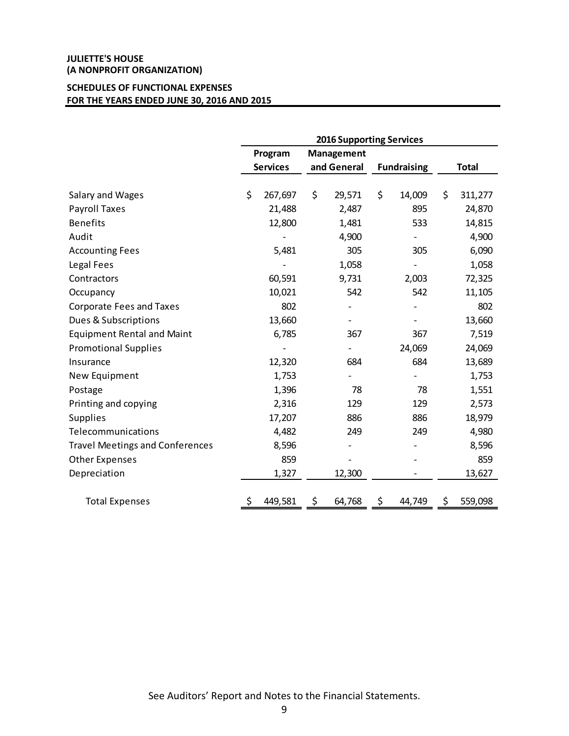**JULIETTE'S HOUSE**
**(A NONPROFIT ORGANIZATION)**

**SCHEDULES OF FUNCTIONAL EXPENSES**
**FOR THE YEARS ENDED JUNE 30, 2016 AND 2015**

| | 2016 Supporting Services | | | |
|---|---|---|---|---|
| | Program Services | Management and General | Fundraising | Total |
| Salary and Wages | $ 267,697 | $ 29,571 | $ 14,009 | $ 311,277 |
| Payroll Taxes | 21,488 | 2,487 | 895 | 24,870 |
| Benefits | 12,800 | 1,481 | 533 | 14,815 |
| Audit | - | 4,900 | - | 4,900 |
| Accounting Fees | 5,481 | 305 | 305 | 6,090 |
| Legal Fees | - | 1,058 | - | 1,058 |
| Contractors | 60,591 | 9,731 | 2,003 | 72,325 |
| Occupancy | 10,021 | 542 | 542 | 11,105 |
| Corporate Fees and Taxes | 802 | - | - | 802 |
| Dues & Subscriptions | 13,660 | - | - | 13,660 |
| Equipment Rental and Maint | 6,785 | 367 | 367 | 7,519 |
| Promotional Supplies | - | - | 24,069 | 24,069 |
| Insurance | 12,320 | 684 | 684 | 13,689 |
| New Equipment | 1,753 | - | - | 1,753 |
| Postage | 1,396 | 78 | 78 | 1,551 |
| Printing and copying | 2,316 | 129 | 129 | 2,573 |
| Supplies | 17,207 | 886 | 886 | 18,979 |
| Telecommunications | 4,482 | 249 | 249 | 4,980 |
| Travel Meetings and Conferences | 8,596 | - | - | 8,596 |
| Other Expenses | 859 | - | - | 859 |
| Depreciation | 1,327 | 12,300 | - | 13,627 |
| Total Expenses | $ 449,581 | $ 64,768 | $ 44,749 | $ 559,098 |

See Auditors' Report and Notes to the Financial Statements.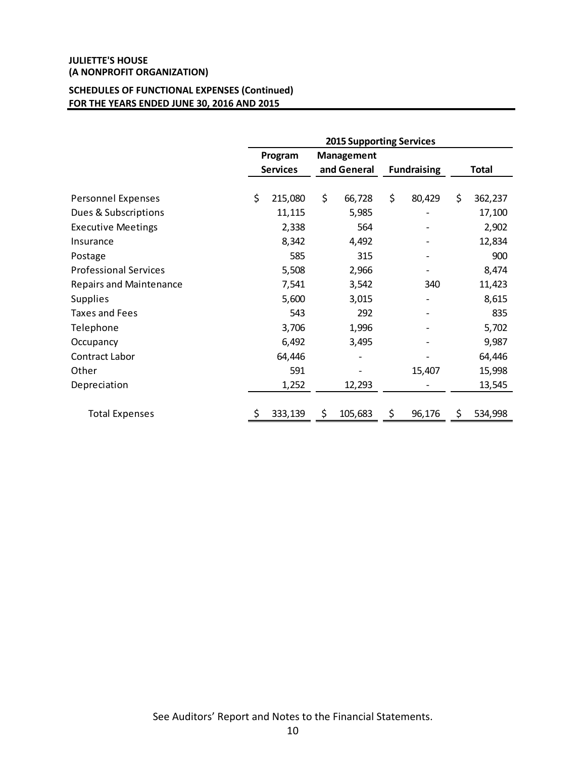**JULIETTE'S HOUSE**
**(A NONPROFIT ORGANIZATION)**

**SCHEDULES OF FUNCTIONAL EXPENSES (Continued)**
**FOR THE YEARS ENDED JUNE 30, 2016 AND 2015**

| | | 2015 Supporting Services | | |
|---|---|---|---|---|
| | Program Services | Management and General | Fundraising | Total |
| Personnel Expenses | $ 215,080 | $ 66,728 | $ 80,429 | $ 362,237 |
| Dues & Subscriptions | 11,115 | 5,985 | - | 17,100 |
| Executive Meetings | 2,338 | 564 | - | 2,902 |
| Insurance | 8,342 | 4,492 | - | 12,834 |
| Postage | 585 | 315 | - | 900 |
| Professional Services | 5,508 | 2,966 | - | 8,474 |
| Repairs and Maintenance | 7,541 | 3,542 | 340 | 11,423 |
| Supplies | 5,600 | 3,015 | - | 8,615 |
| Taxes and Fees | 543 | 292 | - | 835 |
| Telephone | 3,706 | 1,996 | - | 5,702 |
| Occupancy | 6,492 | 3,495 | - | 9,987 |
| Contract Labor | 64,446 | - | - | 64,446 |
| Other | 591 | - | 15,407 | 15,998 |
| Depreciation | 1,252 | 12,293 | - | 13,545 |
| Total Expenses | $ 333,139 | $ 105,683 | $ 96,176 | $ 534,998 |

See Auditors' Report and Notes to the Financial Statements.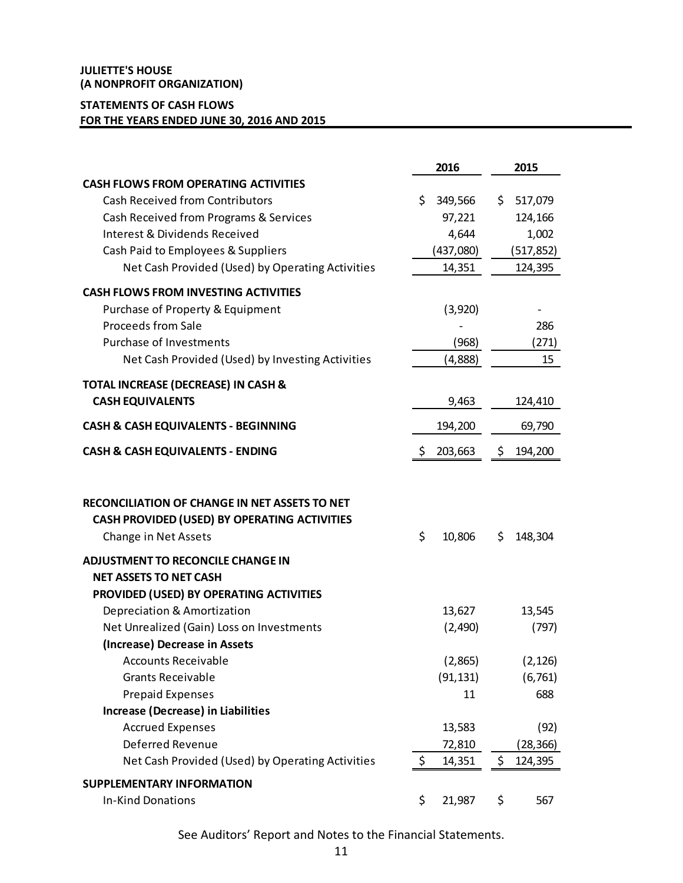**JULIETTE'S HOUSE**
**(A NONPROFIT ORGANIZATION)**

**STATEMENTS OF CASH FLOWS**
**FOR THE YEARS ENDED JUNE 30, 2016 AND 2015**

| | 2016 | 2015 |
|---|---|---|
| **CASH FLOWS FROM OPERATING ACTIVITIES** | | |
| Cash Received from Contributors | $ 349,566 | $ 517,079 |
| Cash Received from Programs & Services | 97,221 | 124,166 |
| Interest & Dividends Received | 4,644 | 1,002 |
| Cash Paid to Employees & Suppliers | (437,080) | (517,852) |
| Net Cash Provided (Used) by Operating Activities | 14,351 | 124,395 |
| **CASH FLOWS FROM INVESTING ACTIVITIES** | | |
| Purchase of Property & Equipment | (3,920) | - |
| Proceeds from Sale | - | 286 |
| Purchase of Investments | (968) | (271) |
| Net Cash Provided (Used) by Investing Activities | (4,888) | 15 |
| **TOTAL INCREASE (DECREASE) IN CASH & CASH EQUIVALENTS** | 9,463 | 124,410 |
| **CASH & CASH EQUIVALENTS - BEGINNING** | 194,200 | 69,790 |
| **CASH & CASH EQUIVALENTS - ENDING** | $ 203,663 | $ 194,200 |

| | 2016 | 2015 |
|---|---|---|
| **RECONCILIATION OF CHANGE IN NET ASSETS TO NET CASH PROVIDED (USED) BY OPERATING ACTIVITIES** | | |
| Change in Net Assets | $ 10,806 | $ 148,304 |
| **ADJUSTMENT TO RECONCILE CHANGE IN NET ASSETS TO NET CASH PROVIDED (USED) BY OPERATING ACTIVITIES** | | |
| Depreciation & Amortization | 13,627 | 13,545 |
| Net Unrealized (Gain) Loss on Investments | (2,490) | (797) |
| **(Increase) Decrease in Assets** | | |
| Accounts Receivable | (2,865) | (2,126) |
| Grants Receivable | (91,131) | (6,761) |
| Prepaid Expenses | 11 | 688 |
| **Increase (Decrease) in Liabilities** | | |
| Accrued Expenses | 13,583 | (92) |
| Deferred Revenue | 72,810 | (28,366) |
| Net Cash Provided (Used) by Operating Activities | $ 14,351 | $ 124,395 |
| **SUPPLEMENTARY INFORMATION** | | |
| In-Kind Donations | $ 21,987 | $ 567 |

See Auditors' Report and Notes to the Financial Statements.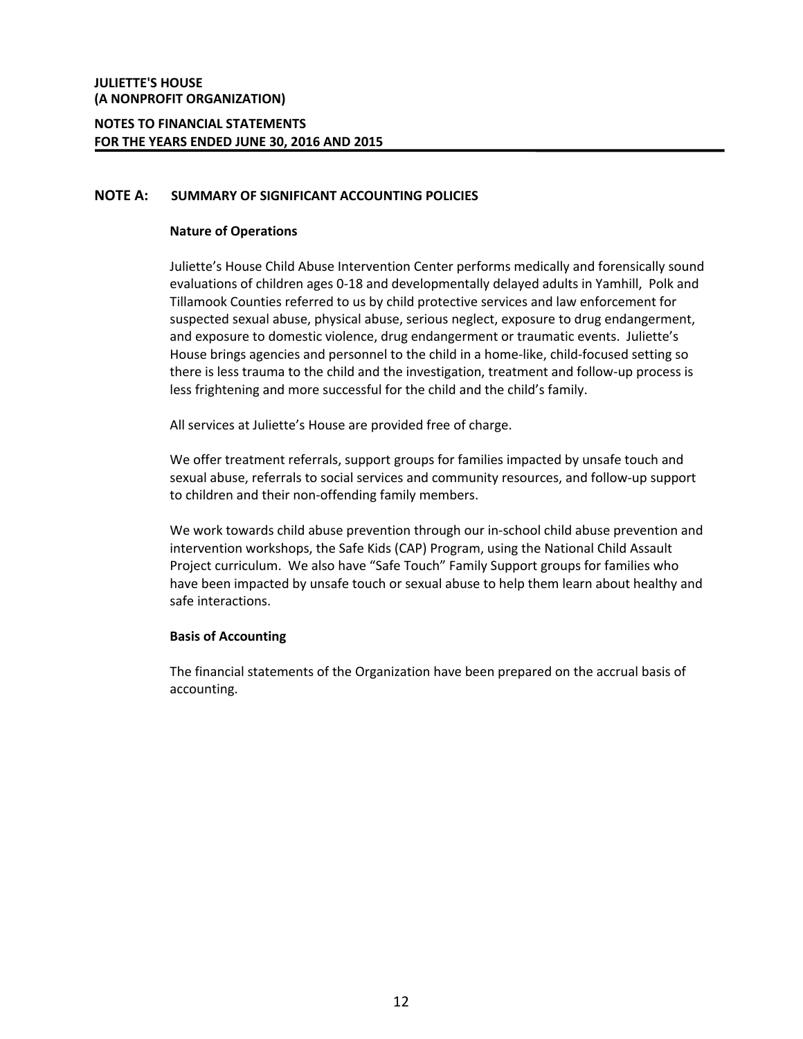**JULIETTE'S HOUSE**
**(A NONPROFIT ORGANIZATION)**

**NOTES TO FINANCIAL STATEMENTS**
**FOR THE YEARS ENDED JUNE 30, 2016 AND 2015**

## NOTE A: SUMMARY OF SIGNIFICANT ACCOUNTING POLICIES

### Nature of Operations

Juliette's House Child Abuse Intervention Center performs medically and forensically sound evaluations of children ages 0-18 and developmentally delayed adults in Yamhill, Polk and Tillamook Counties referred to us by child protective services and law enforcement for suspected sexual abuse, physical abuse, serious neglect, exposure to drug endangerment, and exposure to domestic violence, drug endangerment or traumatic events. Juliette's House brings agencies and personnel to the child in a home-like, child-focused setting so there is less trauma to the child and the investigation, treatment and follow-up process is less frightening and more successful for the child and the child's family.

All services at Juliette's House are provided free of charge.

We offer treatment referrals, support groups for families impacted by unsafe touch and sexual abuse, referrals to social services and community resources, and follow-up support to children and their non-offending family members.

We work towards child abuse prevention through our in-school child abuse prevention and intervention workshops, the Safe Kids (CAP) Program, using the National Child Assault Project curriculum. We also have "Safe Touch" Family Support groups for families who have been impacted by unsafe touch or sexual abuse to help them learn about healthy and safe interactions.

### Basis of Accounting

The financial statements of the Organization have been prepared on the accrual basis of accounting.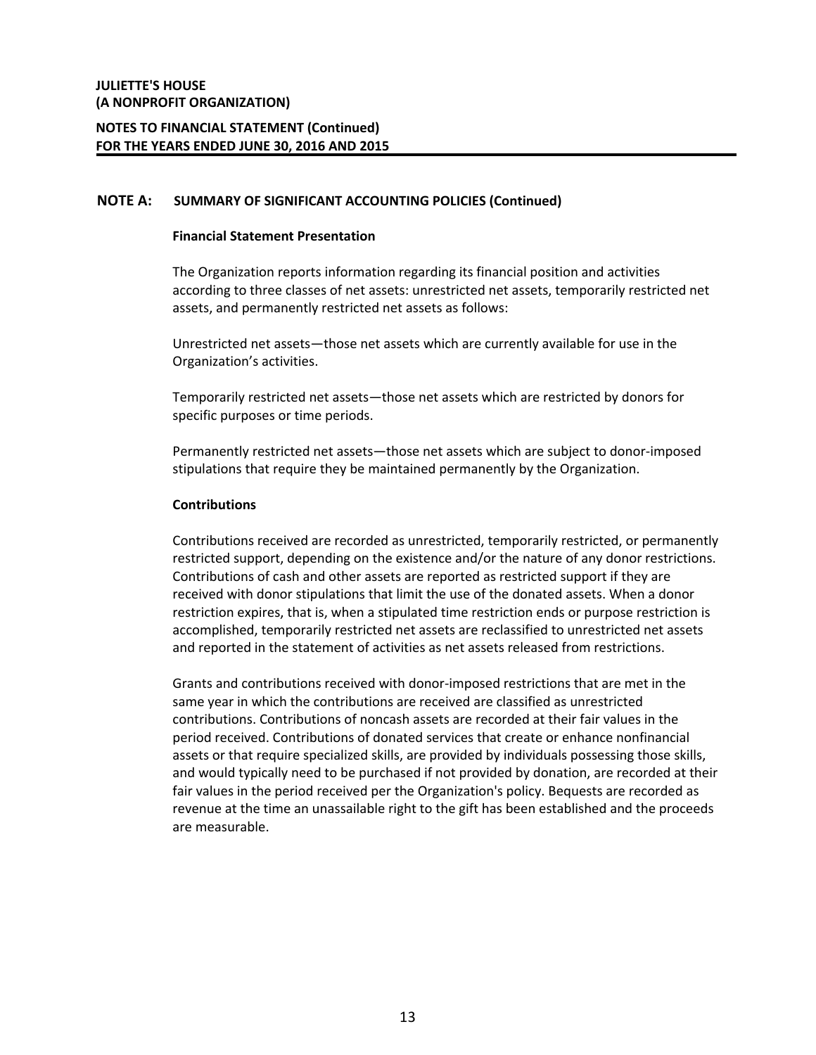## NOTE A: SUMMARY OF SIGNIFICANT ACCOUNTING POLICIES (Continued)

**Financial Statement Presentation**

The Organization reports information regarding its financial position and activities according to three classes of net assets: unrestricted net assets, temporarily restricted net assets, and permanently restricted net assets as follows:

Unrestricted net assets—those net assets which are currently available for use in the Organization's activities.

Temporarily restricted net assets—those net assets which are restricted by donors for specific purposes or time periods.

Permanently restricted net assets—those net assets which are subject to donor-imposed stipulations that require they be maintained permanently by the Organization.

**Contributions**

Contributions received are recorded as unrestricted, temporarily restricted, or permanently restricted support, depending on the existence and/or the nature of any donor restrictions. Contributions of cash and other assets are reported as restricted support if they are received with donor stipulations that limit the use of the donated assets. When a donor restriction expires, that is, when a stipulated time restriction ends or purpose restriction is accomplished, temporarily restricted net assets are reclassified to unrestricted net assets and reported in the statement of activities as net assets released from restrictions.

Grants and contributions received with donor-imposed restrictions that are met in the same year in which the contributions are received are classified as unrestricted contributions. Contributions of noncash assets are recorded at their fair values in the period received. Contributions of donated services that create or enhance nonfinancial assets or that require specialized skills, are provided by individuals possessing those skills, and would typically need to be purchased if not provided by donation, are recorded at their fair values in the period received per the Organization's policy. Bequests are recorded as revenue at the time an unassailable right to the gift has been established and the proceeds are measurable.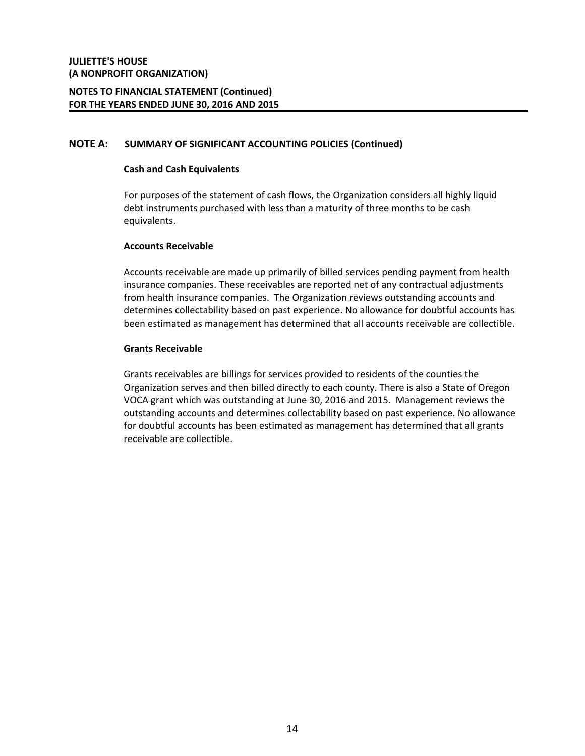**JULIETTE'S HOUSE**
**(A NONPROFIT ORGANIZATION)**

**NOTES TO FINANCIAL STATEMENT (Continued)**
**FOR THE YEARS ENDED JUNE 30, 2016 AND 2015**

## NOTE A: SUMMARY OF SIGNIFICANT ACCOUNTING POLICIES (Continued)

### Cash and Cash Equivalents

For purposes of the statement of cash flows, the Organization considers all highly liquid debt instruments purchased with less than a maturity of three months to be cash equivalents.

### Accounts Receivable

Accounts receivable are made up primarily of billed services pending payment from health insurance companies. These receivables are reported net of any contractual adjustments from health insurance companies. The Organization reviews outstanding accounts and determines collectability based on past experience. No allowance for doubtful accounts has been estimated as management has determined that all accounts receivable are collectible.

### Grants Receivable

Grants receivables are billings for services provided to residents of the counties the Organization serves and then billed directly to each county. There is also a State of Oregon VOCA grant which was outstanding at June 30, 2016 and 2015. Management reviews the outstanding accounts and determines collectability based on past experience. No allowance for doubtful accounts has been estimated as management has determined that all grants receivable are collectible.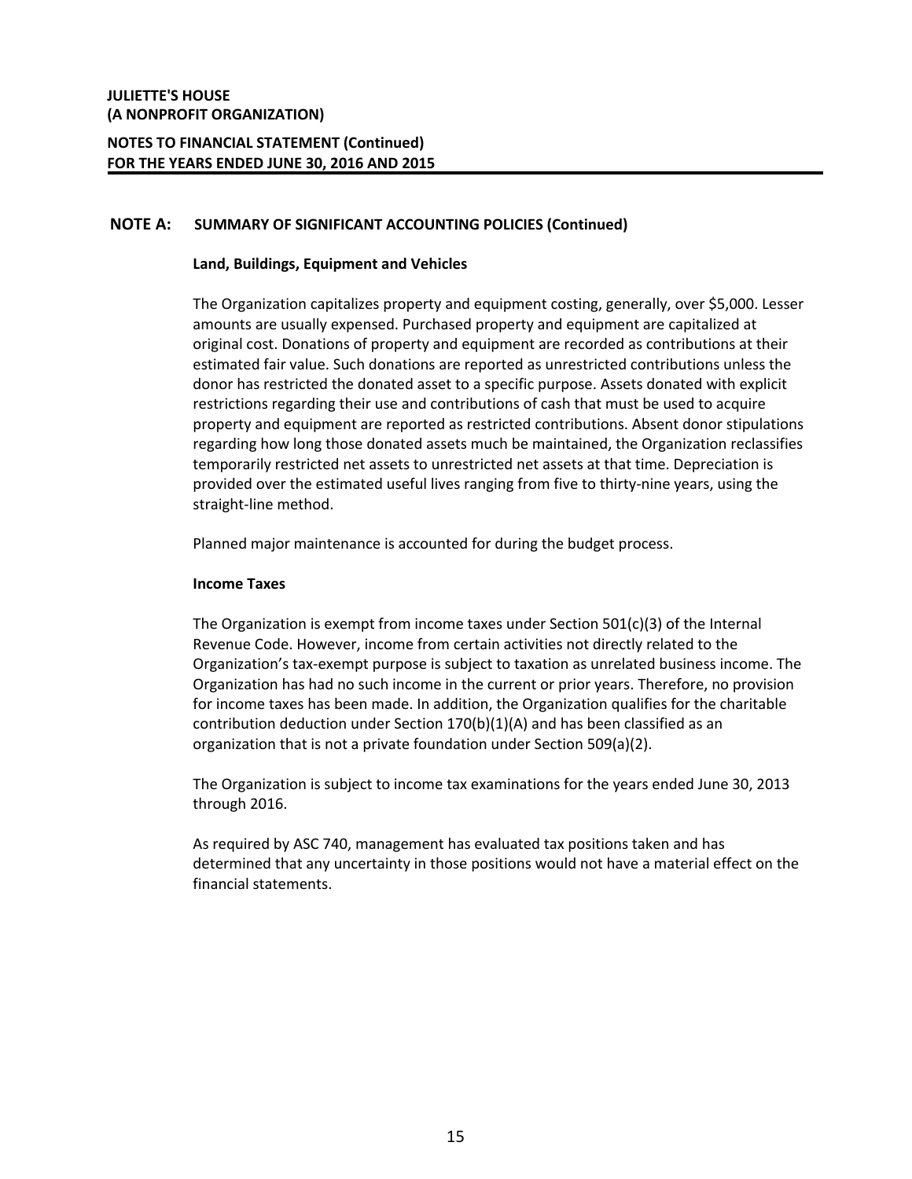## NOTE A: SUMMARY OF SIGNIFICANT ACCOUNTING POLICIES (Continued)

### Land, Buildings, Equipment and Vehicles

The Organization capitalizes property and equipment costing, generally, over $5,000. Lesser amounts are usually expensed. Purchased property and equipment are capitalized at original cost. Donations of property and equipment are recorded as contributions at their estimated fair value. Such donations are reported as unrestricted contributions unless the donor has restricted the donated asset to a specific purpose. Assets donated with explicit restrictions regarding their use and contributions of cash that must be used to acquire property and equipment are reported as restricted contributions. Absent donor stipulations regarding how long those donated assets much be maintained, the Organization reclassifies temporarily restricted net assets to unrestricted net assets at that time. Depreciation is provided over the estimated useful lives ranging from five to thirty-nine years, using the straight-line method.

Planned major maintenance is accounted for during the budget process.

### Income Taxes

The Organization is exempt from income taxes under Section 501(c)(3) of the Internal Revenue Code. However, income from certain activities not directly related to the Organization's tax-exempt purpose is subject to taxation as unrelated business income. The Organization has had no such income in the current or prior years. Therefore, no provision for income taxes has been made. In addition, the Organization qualifies for the charitable contribution deduction under Section 170(b)(1)(A) and has been classified as an organization that is not a private foundation under Section 509(a)(2).

The Organization is subject to income tax examinations for the years ended June 30, 2013 through 2016.

As required by ASC 740, management has evaluated tax positions taken and has determined that any uncertainty in those positions would not have a material effect on the financial statements.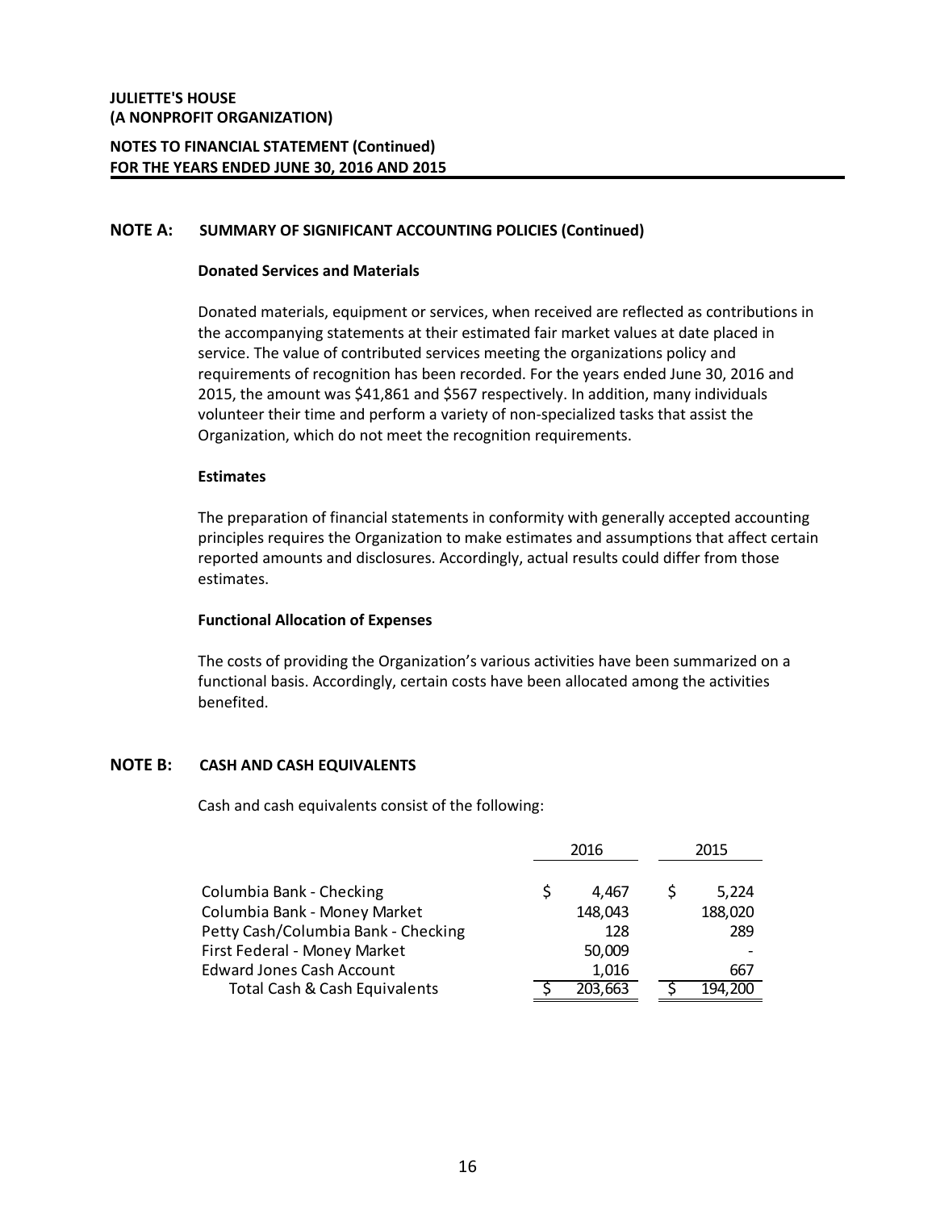**JULIETTE'S HOUSE**
**(A NONPROFIT ORGANIZATION)**

**NOTES TO FINANCIAL STATEMENT (Continued)**
**FOR THE YEARS ENDED JUNE 30, 2016 AND 2015**

## NOTE A: SUMMARY OF SIGNIFICANT ACCOUNTING POLICIES (Continued)

### Donated Services and Materials

Donated materials, equipment or services, when received are reflected as contributions in the accompanying statements at their estimated fair market values at date placed in service. The value of contributed services meeting the organizations policy and requirements of recognition has been recorded. For the years ended June 30, 2016 and 2015, the amount was $41,861 and $567 respectively. In addition, many individuals volunteer their time and perform a variety of non-specialized tasks that assist the Organization, which do not meet the recognition requirements.

### Estimates

The preparation of financial statements in conformity with generally accepted accounting principles requires the Organization to make estimates and assumptions that affect certain reported amounts and disclosures. Accordingly, actual results could differ from those estimates.

### Functional Allocation of Expenses

The costs of providing the Organization's various activities have been summarized on a functional basis. Accordingly, certain costs have been allocated among the activities benefited.

## NOTE B: CASH AND CASH EQUIVALENTS

Cash and cash equivalents consist of the following:

| | 2016 | 2015 |
|---|---|---|
| Columbia Bank - Checking | $ 4,467 | $ 5,224 |
| Columbia Bank - Money Market | 148,043 | 188,020 |
| Petty Cash/Columbia Bank - Checking | 128 | 289 |
| First Federal - Money Market | 50,009 | - |
| Edward Jones Cash Account | 1,016 | 667 |
| Total Cash & Cash Equivalents | $ 203,663 | $ 194,200 |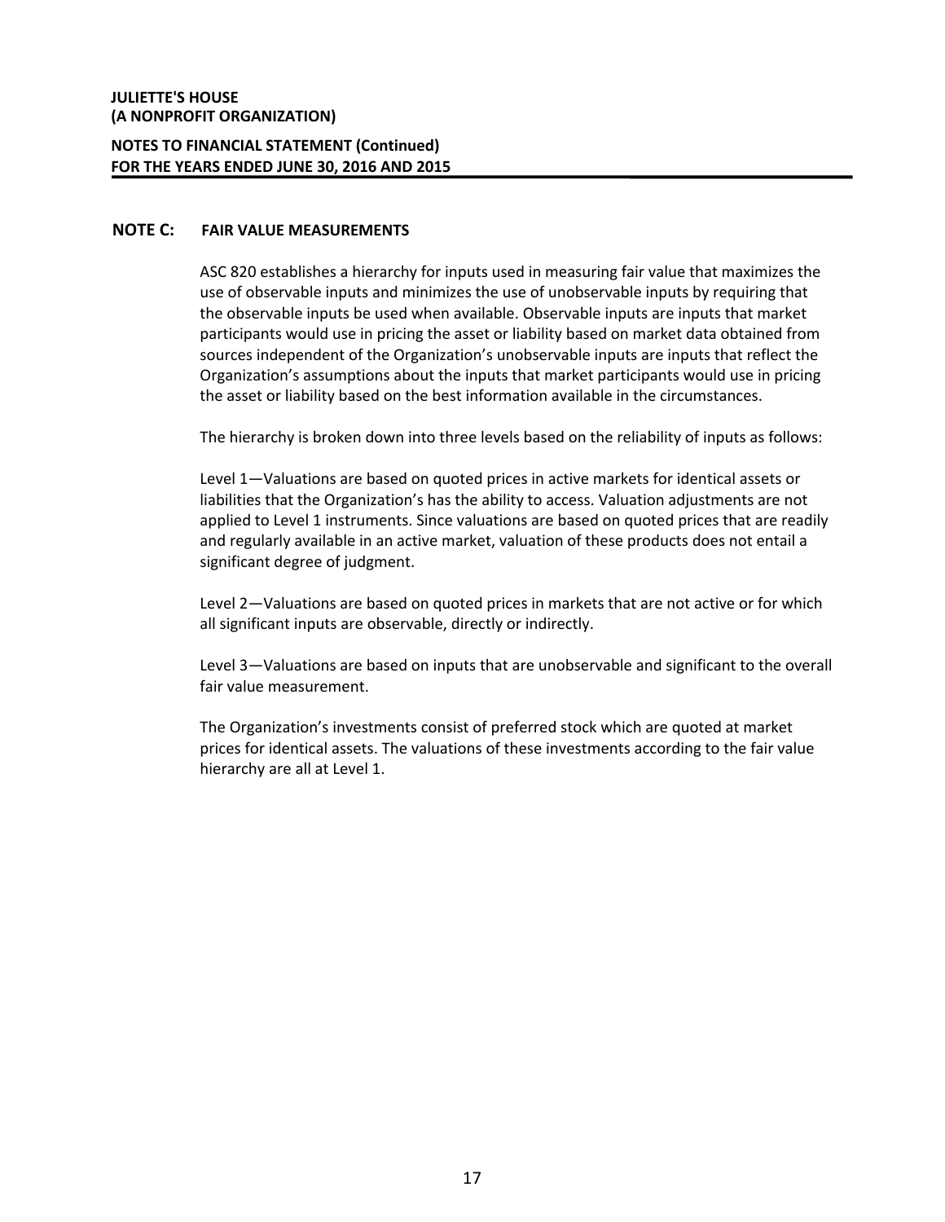**JULIETTE'S HOUSE**
**(A NONPROFIT ORGANIZATION)**

**NOTES TO FINANCIAL STATEMENT (Continued)**
**FOR THE YEARS ENDED JUNE 30, 2016 AND 2015**

## NOTE C: FAIR VALUE MEASUREMENTS

ASC 820 establishes a hierarchy for inputs used in measuring fair value that maximizes the use of observable inputs and minimizes the use of unobservable inputs by requiring that the observable inputs be used when available. Observable inputs are inputs that market participants would use in pricing the asset or liability based on market data obtained from sources independent of the Organization's unobservable inputs are inputs that reflect the Organization's assumptions about the inputs that market participants would use in pricing the asset or liability based on the best information available in the circumstances.

The hierarchy is broken down into three levels based on the reliability of inputs as follows:

Level 1—Valuations are based on quoted prices in active markets for identical assets or liabilities that the Organization's has the ability to access. Valuation adjustments are not applied to Level 1 instruments. Since valuations are based on quoted prices that are readily and regularly available in an active market, valuation of these products does not entail a significant degree of judgment.

Level 2—Valuations are based on quoted prices in markets that are not active or for which all significant inputs are observable, directly or indirectly.

Level 3—Valuations are based on inputs that are unobservable and significant to the overall fair value measurement.

The Organization's investments consist of preferred stock which are quoted at market prices for identical assets. The valuations of these investments according to the fair value hierarchy are all at Level 1.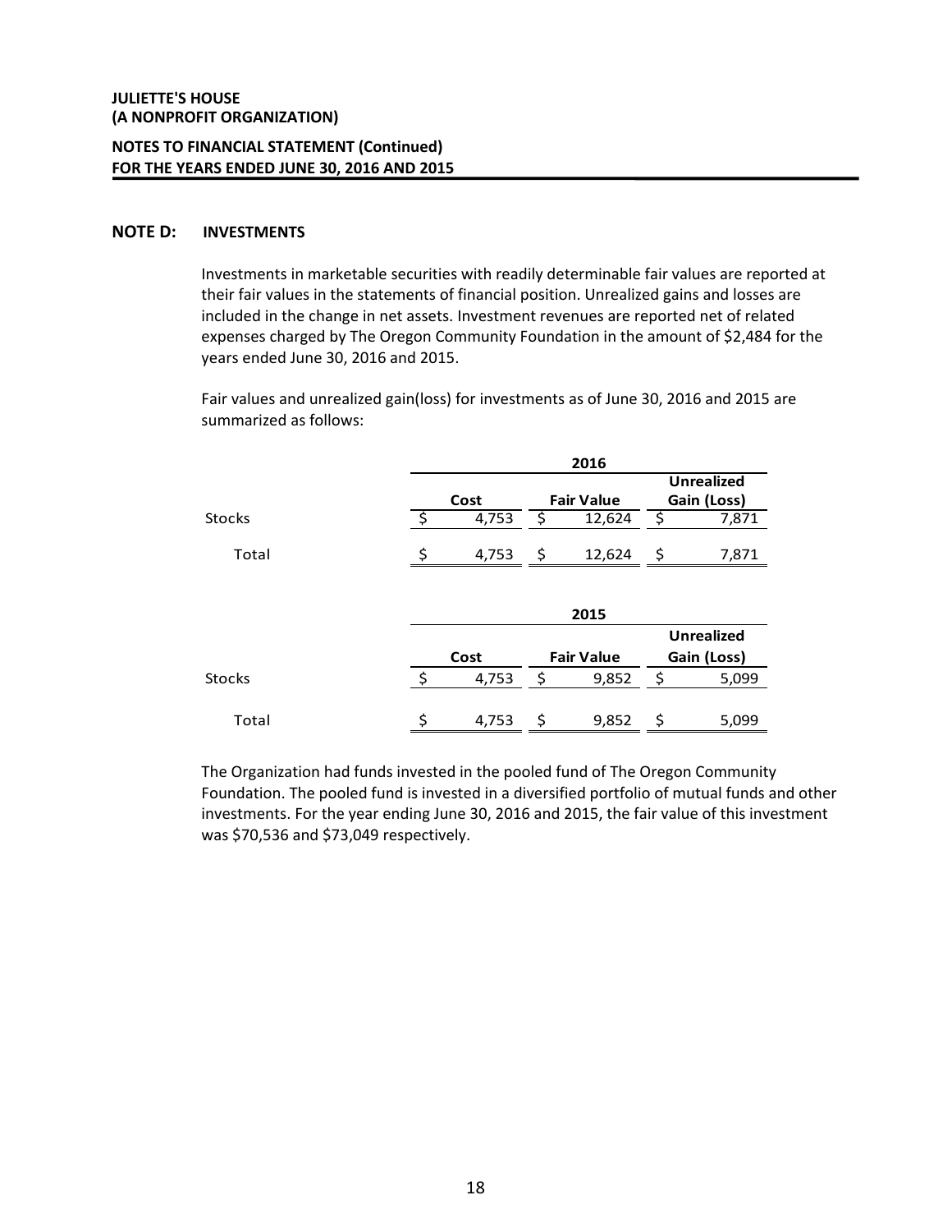## NOTE D: INVESTMENTS

Investments in marketable securities with readily determinable fair values are reported at their fair values in the statements of financial position. Unrealized gains and losses are included in the change in net assets. Investment revenues are reported net of related expenses charged by The Oregon Community Foundation in the amount of $2,484 for the years ended June 30, 2016 and 2015.

Fair values and unrealized gain(loss) for investments as of June 30, 2016 and 2015 are summarized as follows:

| | 2016 | | |
|---|---|---|---|
| | Cost | Fair Value | Unrealized Gain (Loss) |
| Stocks | $ 4,753 | $ 12,624 | $ 7,871 |
| Total | $ 4,753 | $ 12,624 | $ 7,871 |

| | 2015 | | |
|---|---|---|---|
| | Cost | Fair Value | Unrealized Gain (Loss) |
| Stocks | $ 4,753 | $ 9,852 | $ 5,099 |
| Total | $ 4,753 | $ 9,852 | $ 5,099 |

The Organization had funds invested in the pooled fund of The Oregon Community Foundation. The pooled fund is invested in a diversified portfolio of mutual funds and other investments. For the year ending June 30, 2016 and 2015, the fair value of this investment was $70,536 and $73,049 respectively.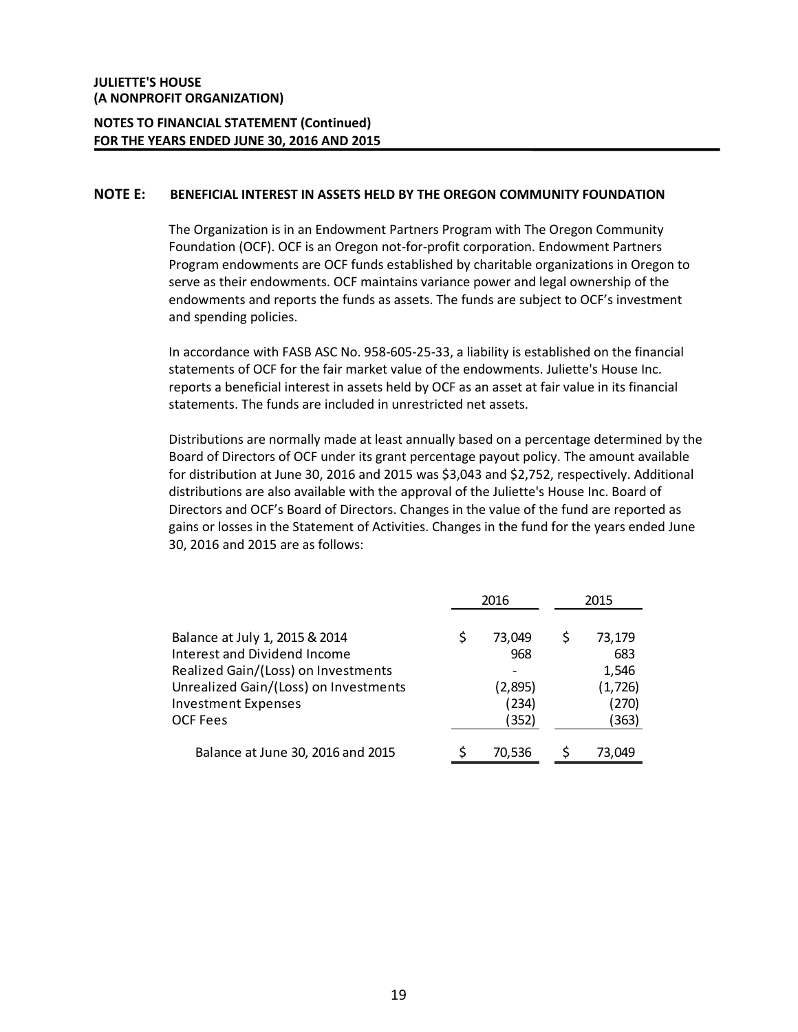**JULIETTE'S HOUSE**
**(A NONPROFIT ORGANIZATION)**

**NOTES TO FINANCIAL STATEMENT (Continued)**
**FOR THE YEARS ENDED JUNE 30, 2016 AND 2015**

## NOTE E: BENEFICIAL INTEREST IN ASSETS HELD BY THE OREGON COMMUNITY FOUNDATION

The Organization is in an Endowment Partners Program with The Oregon Community Foundation (OCF). OCF is an Oregon not-for-profit corporation. Endowment Partners Program endowments are OCF funds established by charitable organizations in Oregon to serve as their endowments. OCF maintains variance power and legal ownership of the endowments and reports the funds as assets. The funds are subject to OCF's investment and spending policies.

In accordance with FASB ASC No. 958-605-25-33, a liability is established on the financial statements of OCF for the fair market value of the endowments. Juliette's House Inc. reports a beneficial interest in assets held by OCF as an asset at fair value in its financial statements. The funds are included in unrestricted net assets.

Distributions are normally made at least annually based on a percentage determined by the Board of Directors of OCF under its grant percentage payout policy. The amount available for distribution at June 30, 2016 and 2015 was $3,043 and $2,752, respectively. Additional distributions are also available with the approval of the Juliette's House Inc. Board of Directors and OCF's Board of Directors. Changes in the value of the fund are reported as gains or losses in the Statement of Activities. Changes in the fund for the years ended June 30, 2016 and 2015 are as follows:

| | 2016 | 2015 |
|---|---|---|
| Balance at July 1, 2015 & 2014 | $ 73,049 | $ 73,179 |
| Interest and Dividend Income | 968 | 683 |
| Realized Gain/(Loss) on Investments | - | 1,546 |
| Unrealized Gain/(Loss) on Investments | (2,895) | (1,726) |
| Investment Expenses | (234) | (270) |
| OCF Fees | (352) | (363) |
| Balance at June 30, 2016 and 2015 | $ 70,536 | $ 73,049 |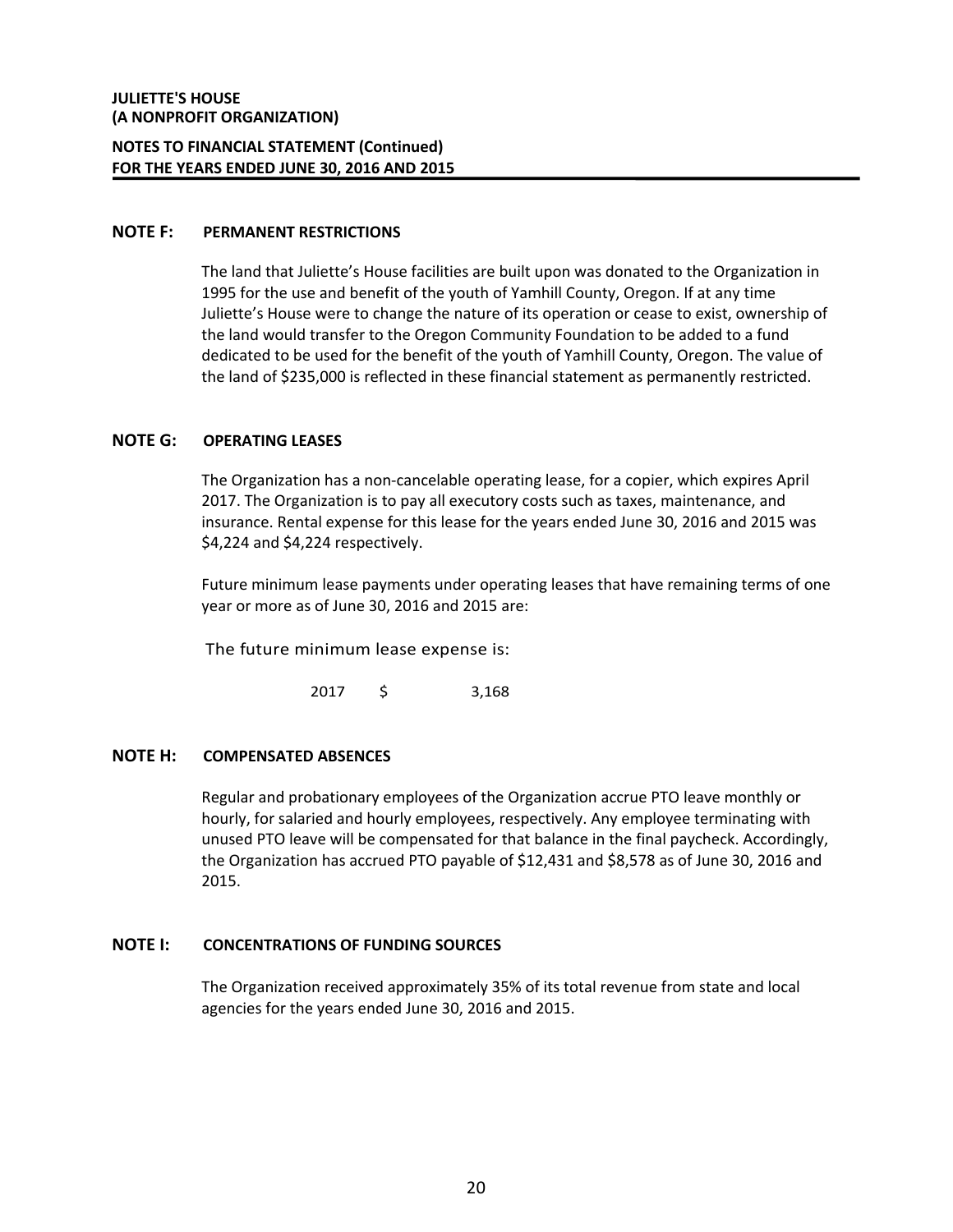**JULIETTE'S HOUSE**
**(A NONPROFIT ORGANIZATION)**

**NOTES TO FINANCIAL STATEMENT (Continued)**
**FOR THE YEARS ENDED JUNE 30, 2016 AND 2015**

## NOTE F: PERMANENT RESTRICTIONS

The land that Juliette's House facilities are built upon was donated to the Organization in 1995 for the use and benefit of the youth of Yamhill County, Oregon. If at any time Juliette's House were to change the nature of its operation or cease to exist, ownership of the land would transfer to the Oregon Community Foundation to be added to a fund dedicated to be used for the benefit of the youth of Yamhill County, Oregon. The value of the land of $235,000 is reflected in these financial statement as permanently restricted.

## NOTE G: OPERATING LEASES

The Organization has a non-cancelable operating lease, for a copier, which expires April 2017. The Organization is to pay all executory costs such as taxes, maintenance, and insurance. Rental expense for this lease for the years ended June 30, 2016 and 2015 was $4,224 and $4,224 respectively.

Future minimum lease payments under operating leases that have remaining terms of one year or more as of June 30, 2016 and 2015 are:

The future minimum lease expense is:

| | | |
|---|---|---|
| 2017 | $ | 3,168 |

## NOTE H: COMPENSATED ABSENCES

Regular and probationary employees of the Organization accrue PTO leave monthly or hourly, for salaried and hourly employees, respectively. Any employee terminating with unused PTO leave will be compensated for that balance in the final paycheck. Accordingly, the Organization has accrued PTO payable of $12,431 and $8,578 as of June 30, 2016 and 2015.

## NOTE I: CONCENTRATIONS OF FUNDING SOURCES

The Organization received approximately 35% of its total revenue from state and local agencies for the years ended June 30, 2016 and 2015.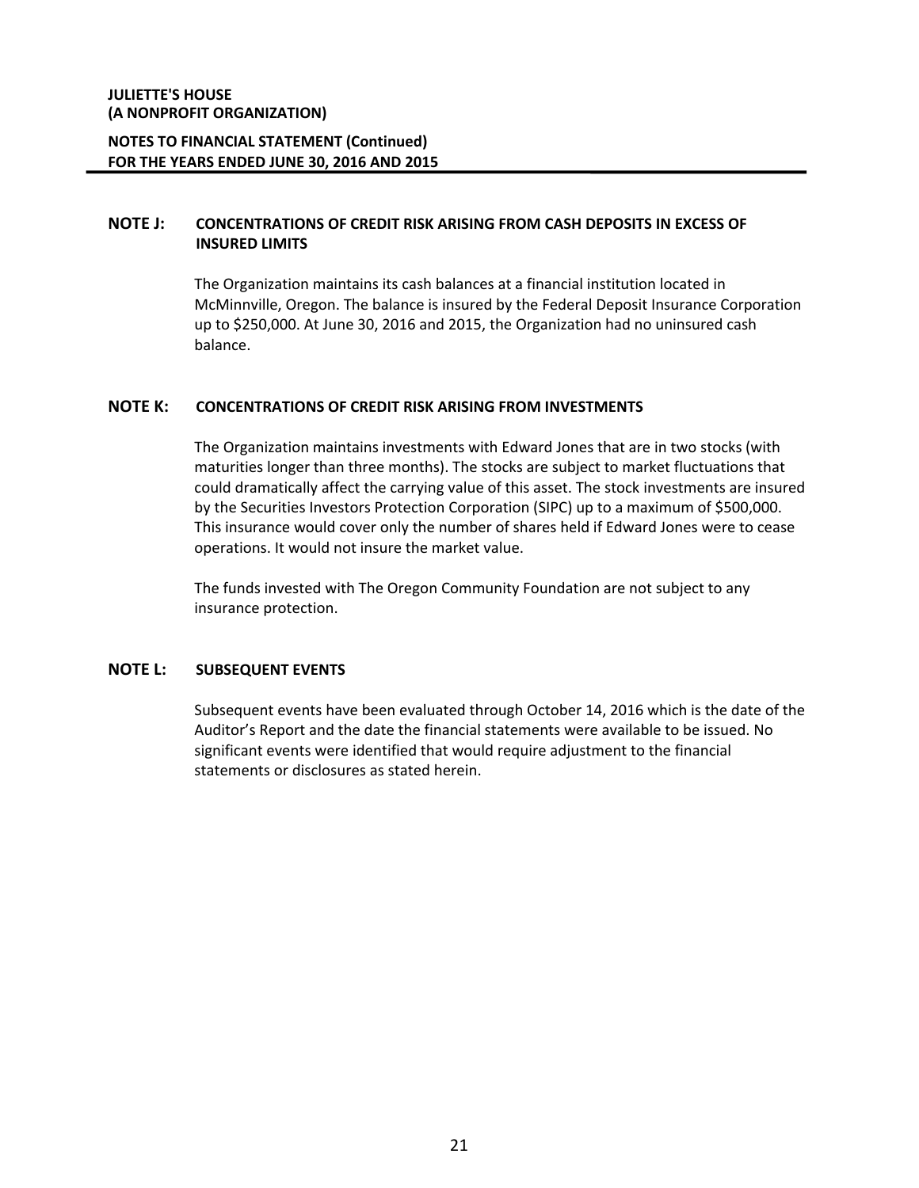**JULIETTE'S HOUSE**
**(A NONPROFIT ORGANIZATION)**

**NOTES TO FINANCIAL STATEMENT (Continued)**
**FOR THE YEARS ENDED JUNE 30, 2016 AND 2015**

## NOTE J: CONCENTRATIONS OF CREDIT RISK ARISING FROM CASH DEPOSITS IN EXCESS OF INSURED LIMITS

The Organization maintains its cash balances at a financial institution located in McMinnville, Oregon. The balance is insured by the Federal Deposit Insurance Corporation up to $250,000. At June 30, 2016 and 2015, the Organization had no uninsured cash balance.

## NOTE K: CONCENTRATIONS OF CREDIT RISK ARISING FROM INVESTMENTS

The Organization maintains investments with Edward Jones that are in two stocks (with maturities longer than three months). The stocks are subject to market fluctuations that could dramatically affect the carrying value of this asset. The stock investments are insured by the Securities Investors Protection Corporation (SIPC) up to a maximum of $500,000. This insurance would cover only the number of shares held if Edward Jones were to cease operations. It would not insure the market value.

The funds invested with The Oregon Community Foundation are not subject to any insurance protection.

## NOTE L: SUBSEQUENT EVENTS

Subsequent events have been evaluated through October 14, 2016 which is the date of the Auditor's Report and the date the financial statements were available to be issued. No significant events were identified that would require adjustment to the financial statements or disclosures as stated herein.